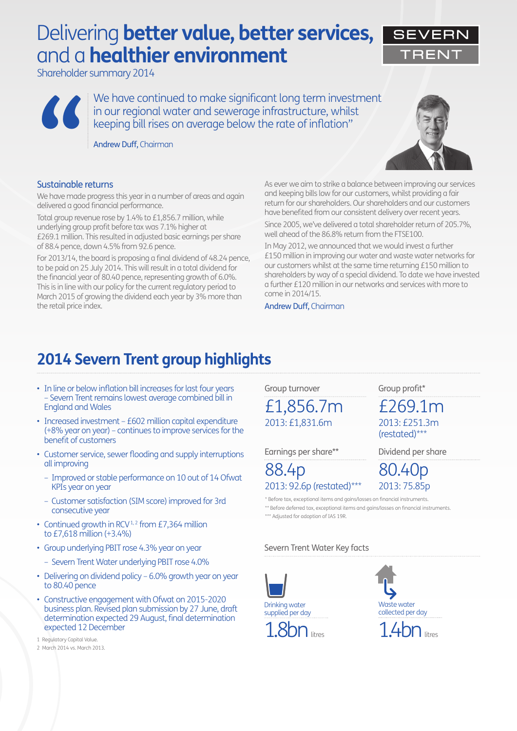# Delivering **better value, better services,** and a **healthier environment**

SEVERN TRENT

Shareholder summary 2014

> We have continued to make significant long term investment in our regional water and sewerage infrastructure, whilst keeping bill rises on average below the rate of inflation"
>
> Andrew Duff, Chairman

### Sustainable returns

We have made progress this year in a number of areas and again delivered a good financial performance.

Total group revenue rose by 1.4% to £1,856.7 million, while underlying group profit before tax was 7.1% higher at £269.1 million. This resulted in adjusted basic earnings per share of 88.4 pence, down 4.5% from 92.6 pence.

For 2013/14, the board is proposing a final dividend of 48.24 pence, to be paid on 25 July 2014. This will result in a total dividend for the financial year of 80.40 pence, representing growth of 6.0%. This is in line with our policy for the current regulatory period to March 2015 of growing the dividend each year by 3% more than the retail price index.

As ever we aim to strike a balance between improving our services and keeping bills low for our customers, whilst providing a fair return for our shareholders. Our shareholders and our customers have benefited from our consistent delivery over recent years.

Since 2005, we've delivered a total shareholder return of 205.7%, well ahead of the 86.8% return from the FTSE100.

In May 2012, we announced that we would invest a further £150 million in improving our water and waste water networks for our customers whilst at the same time returning £150 million to shareholders by way of a special dividend. To date we have invested a further £120 million in our networks and services with more to come in 2014/15.

Andrew Duff, Chairman

## 2014 Severn Trent group highlights

- In line or below inflation bill increases for last four years – Severn Trent remains lowest average combined bill in England and Wales
- Increased investment – £602 million capital expenditure (+8% year on year) – continues to improve services for the benefit of customers
- Customer service, sewer flooding and supply interruptions all improving
  - Improved or stable performance on 10 out of 14 Ofwat KPIs year on year
  - Customer satisfaction (SIM score) improved for 3rd consecutive year
- Continued growth in RCV[1,2] from £7,364 million to £7,618 million (+3.4%)
- Group underlying PBIT rose 4.3% year on year
  - Severn Trent Water underlying PBIT rose 4.0%
- Delivering on dividend policy – 6.0% growth year on year to 80.40 pence
- Constructive engagement with Ofwat on 2015-2020 business plan. Revised plan submission by 27 June, draft determination expected 29 August, final determination expected 12 December

1 Regulatory Capital Value.
2 March 2014 vs. March 2013.

| Group turnover | Group profit* |
|---|---|
| £1,856.7m | £269.1m |
| 2013: £1,831.6m | 2013: £251.3m (restated)*** |

| Earnings per share** | Dividend per share |
|---|---|
| 88.4p | 80.40p |
| 2013: 92.6p (restated)*** | 2013: 75.85p |

\* Before tax, exceptional items and gains/losses on financial instruments.
\** Before deferred tax, exceptional items and gains/losses on financial instruments.
\*** Adjusted for adoption of IAS 19R.

### Severn Trent Water Key facts

Drinking water supplied per day
**1.8bn** litres

Waste water collected per day
**1.4bn** litres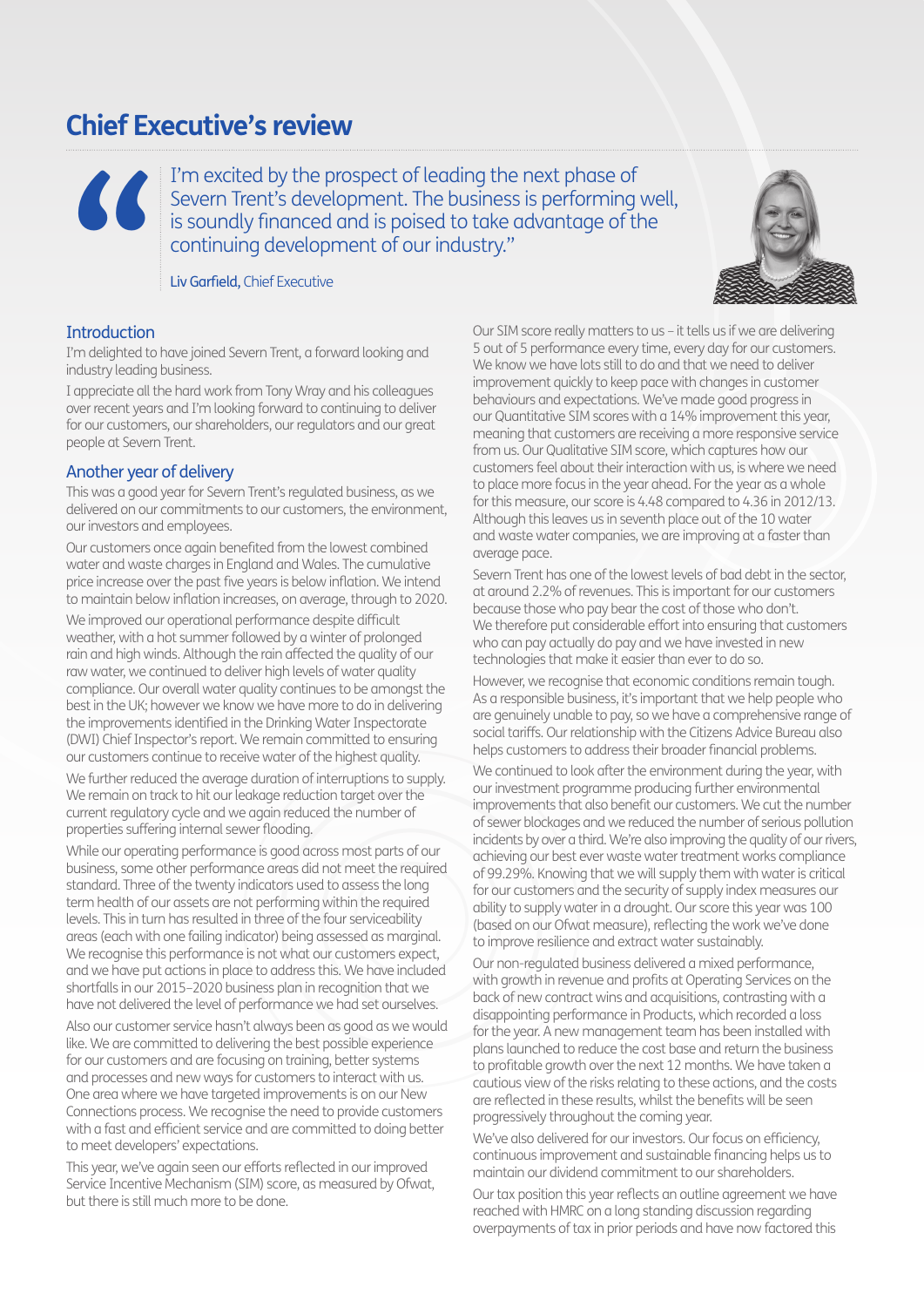# Chief Executive's review

> I'm excited by the prospect of leading the next phase of Severn Trent's development. The business is performing well, is soundly financed and is poised to take advantage of the continuing development of our industry."

**Liv Garfield,** Chief Executive

## Introduction

I'm delighted to have joined Severn Trent, a forward looking and industry leading business.

I appreciate all the hard work from Tony Wray and his colleagues over recent years and I'm looking forward to continuing to deliver for our customers, our shareholders, our regulators and our great people at Severn Trent.

## Another year of delivery

This was a good year for Severn Trent's regulated business, as we delivered on our commitments to our customers, the environment, our investors and employees.

Our customers once again benefited from the lowest combined water and waste charges in England and Wales. The cumulative price increase over the past five years is below inflation. We intend to maintain below inflation increases, on average, through to 2020.

We improved our operational performance despite difficult weather, with a hot summer followed by a winter of prolonged rain and high winds. Although the rain affected the quality of our raw water, we continued to deliver high levels of water quality compliance. Our overall water quality continues to be amongst the best in the UK; however we know we have more to do in delivering the improvements identified in the Drinking Water Inspectorate (DWI) Chief Inspector's report. We remain committed to ensuring our customers continue to receive water of the highest quality.

We further reduced the average duration of interruptions to supply. We remain on track to hit our leakage reduction target over the current regulatory cycle and we again reduced the number of properties suffering internal sewer flooding.

While our operating performance is good across most parts of our business, some other performance areas did not meet the required standard. Three of the twenty indicators used to assess the long term health of our assets are not performing within the required levels. This in turn has resulted in three of the four serviceability areas (each with one failing indicator) being assessed as marginal. We recognise this performance is not what our customers expect, and we have put actions in place to address this. We have included shortfalls in our 2015–2020 business plan in recognition that we have not delivered the level of performance we had set ourselves.

Also our customer service hasn't always been as good as we would like. We are committed to delivering the best possible experience for our customers and are focusing on training, better systems and processes and new ways for customers to interact with us. One area where we have targeted improvements is on our New Connections process. We recognise the need to provide customers with a fast and efficient service and are committed to doing better to meet developers' expectations.

This year, we've again seen our efforts reflected in our improved Service Incentive Mechanism (SIM) score, as measured by Ofwat, but there is still much more to be done.

Our SIM score really matters to us – it tells us if we are delivering 5 out of 5 performance every time, every day for our customers. We know we have lots still to do and that we need to deliver improvement quickly to keep pace with changes in customer behaviours and expectations. We've made good progress in our Quantitative SIM scores with a 14% improvement this year, meaning that customers are receiving a more responsive service from us. Our Qualitative SIM score, which captures how our customers feel about their interaction with us, is where we need to place more focus in the year ahead. For the year as a whole for this measure, our score is 4.48 compared to 4.36 in 2012/13. Although this leaves us in seventh place out of the 10 water and waste water companies, we are improving at a faster than average pace.

Severn Trent has one of the lowest levels of bad debt in the sector, at around 2.2% of revenues. This is important for our customers because those who pay bear the cost of those who don't. We therefore put considerable effort into ensuring that customers who can pay actually do pay and we have invested in new technologies that make it easier than ever to do so.

However, we recognise that economic conditions remain tough. As a responsible business, it's important that we help people who are genuinely unable to pay, so we have a comprehensive range of social tariffs. Our relationship with the Citizens Advice Bureau also helps customers to address their broader financial problems.

We continued to look after the environment during the year, with our investment programme producing further environmental improvements that also benefit our customers. We cut the number of sewer blockages and we reduced the number of serious pollution incidents by over a third. We're also improving the quality of our rivers, achieving our best ever waste water treatment works compliance of 99.29%. Knowing that we will supply them with water is critical for our customers and the security of supply index measures our ability to supply water in a drought. Our score this year was 100 (based on our Ofwat measure), reflecting the work we've done to improve resilience and extract water sustainably.

Our non-regulated business delivered a mixed performance, with growth in revenue and profits at Operating Services on the back of new contract wins and acquisitions, contrasting with a disappointing performance in Products, which recorded a loss for the year. A new management team has been installed with plans launched to reduce the cost base and return the business to profitable growth over the next 12 months. We have taken a cautious view of the risks relating to these actions, and the costs are reflected in these results, whilst the benefits will be seen progressively throughout the coming year.

We've also delivered for our investors. Our focus on efficiency, continuous improvement and sustainable financing helps us to maintain our dividend commitment to our shareholders.

Our tax position this year reflects an outline agreement we have reached with HMRC on a long standing discussion regarding overpayments of tax in prior periods and have now factored this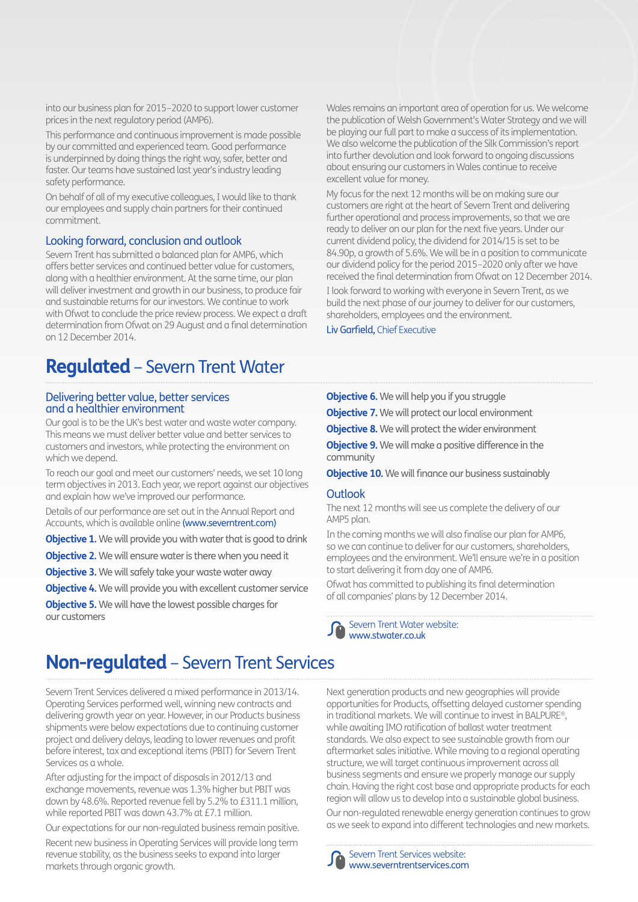into our business plan for 2015–2020 to support lower customer prices in the next regulatory period (AMP6).

This performance and continuous improvement is made possible by our committed and experienced team. Good performance is underpinned by doing things the right way, safer, better and faster. Our teams have sustained last year's industry leading safety performance.

On behalf of all of my executive colleagues, I would like to thank our employees and supply chain partners for their continued commitment.

### Looking forward, conclusion and outlook

Severn Trent has submitted a balanced plan for AMP6, which offers better services and continued better value for customers, along with a healthier environment. At the same time, our plan will deliver investment and growth in our business, to produce fair and sustainable returns for our investors. We continue to work with Ofwat to conclude the price review process. We expect a draft determination from Ofwat on 29 August and a final determination on 12 December 2014.

Wales remains an important area of operation for us. We welcome the publication of Welsh Government's Water Strategy and we will be playing our full part to make a success of its implementation. We also welcome the publication of the Silk Commission's report into further devolution and look forward to ongoing discussions about ensuring our customers in Wales continue to receive excellent value for money.

My focus for the next 12 months will be on making sure our customers are right at the heart of Severn Trent and delivering further operational and process improvements, so that we are ready to deliver on our plan for the next five years. Under our current dividend policy, the dividend for 2014/15 is set to be 84.90p, a growth of 5.6%. We will be in a position to communicate our dividend policy for the period 2015–2020 only after we have received the final determination from Ofwat on 12 December 2014.

I look forward to working with everyone in Severn Trent, as we build the next phase of our journey to deliver for our customers, shareholders, employees and the environment.

**Liv Garfield,** Chief Executive

## **Regulated** – Severn Trent Water

### Delivering better value, better services and a healthier environment

Our goal is to be the UK's best water and waste water company. This means we must deliver better value and better services to customers and investors, while protecting the environment on which we depend.

To reach our goal and meet our customers' needs, we set 10 long term objectives in 2013. Each year, we report against our objectives and explain how we've improved our performance.

Details of our performance are set out in the Annual Report and Accounts, which is available online **(www.severntrent.com)**

**Objective 1.** We will provide you with water that is good to drink

**Objective 2.** We will ensure water is there when you need it

**Objective 3.** We will safely take your waste water away

**Objective 4.** We will provide you with excellent customer service

**Objective 5.** We will have the lowest possible charges for our customers

**Objective 6.** We will help you if you struggle

**Objective 7.** We will protect our local environment

**Objective 8.** We will protect the wider environment

**Objective 9.** We will make a positive difference in the community

**Objective 10.** We will finance our business sustainably

### Outlook

The next 12 months will see us complete the delivery of our AMP5 plan.

In the coming months we will also finalise our plan for AMP6, so we can continue to deliver for our customers, shareholders, employees and the environment. We'll ensure we're in a position to start delivering it from day one of AMP6.

Ofwat has committed to publishing its final determination of all companies' plans by 12 December 2014.

Severn Trent Water website:
www.stwater.co.uk

## **Non-regulated** – Severn Trent Services

Severn Trent Services delivered a mixed performance in 2013/14. Operating Services performed well, winning new contracts and delivering growth year on year. However, in our Products business shipments were below expectations due to continuing customer project and delivery delays, leading to lower revenues and profit before interest, tax and exceptional items (PBIT) for Severn Trent Services as a whole.

After adjusting for the impact of disposals in 2012/13 and exchange movements, revenue was 1.3% higher but PBIT was down by 48.6%. Reported revenue fell by 5.2% to £311.1 million, while reported PBIT was down 43.7% at £7.1 million.

Our expectations for our non-regulated business remain positive.

Recent new business in Operating Services will provide long term revenue stability, as the business seeks to expand into larger markets through organic growth.

Next generation products and new geographies will provide opportunities for Products, offsetting delayed customer spending in traditional markets. We will continue to invest in BALPURE®, while awaiting IMO ratification of ballast water treatment standards. We also expect to see sustainable growth from our aftermarket sales initiative. While moving to a regional operating structure, we will target continuous improvement across all business segments and ensure we properly manage our supply chain. Having the right cost base and appropriate products for each region will allow us to develop into a sustainable global business.

Our non-regulated renewable energy generation continues to grow as we seek to expand into different technologies and new markets.

Severn Trent Services website:
www.severntrentservices.com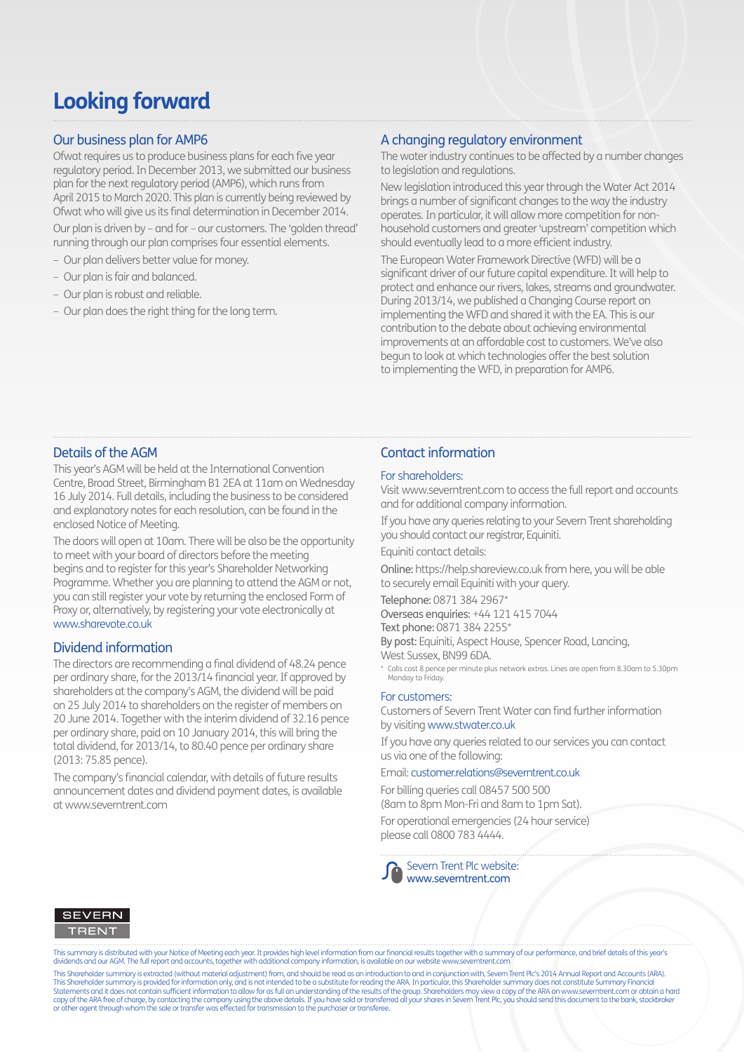# Looking forward

## Our business plan for AMP6

Ofwat requires us to produce business plans for each five year regulatory period. In December 2013, we submitted our business plan for the next regulatory period (AMP6), which runs from April 2015 to March 2020. This plan is currently being reviewed by Ofwat who will give us its final determination in December 2014.

Our plan is driven by – and for – our customers. The 'golden thread' running through our plan comprises four essential elements.

- Our plan delivers better value for money.
- Our plan is fair and balanced.
- Our plan is robust and reliable.
- Our plan does the right thing for the long term.

## A changing regulatory environment

The water industry continues to be affected by a number changes to legislation and regulations.

New legislation introduced this year through the Water Act 2014 brings a number of significant changes to the way the industry operates. In particular, it will allow more competition for non-household customers and greater 'upstream' competition which should eventually lead to a more efficient industry.

The European Water Framework Directive (WFD) will be a significant driver of our future capital expenditure. It will help to protect and enhance our rivers, lakes, streams and groundwater. During 2013/14, we published a Changing Course report on implementing the WFD and shared it with the EA. This is our contribution to the debate about achieving environmental improvements at an affordable cost to customers. We've also begun to look at which technologies offer the best solution to implementing the WFD, in preparation for AMP6.

## Details of the AGM

This year's AGM will be held at the International Convention Centre, Broad Street, Birmingham B1 2EA at 11am on Wednesday 16 July 2014. Full details, including the business to be considered and explanatory notes for each resolution, can be found in the enclosed Notice of Meeting.

The doors will open at 10am. There will be also be the opportunity to meet with your board of directors before the meeting begins and to register for this year's Shareholder Networking Programme. Whether you are planning to attend the AGM or not, you can still register your vote by returning the enclosed Form of Proxy or, alternatively, by registering your vote electronically at www.sharevote.co.uk

## Dividend information

The directors are recommending a final dividend of 48.24 pence per ordinary share, for the 2013/14 financial year. If approved by shareholders at the company's AGM, the dividend will be paid on 25 July 2014 to shareholders on the register of members on 20 June 2014. Together with the interim dividend of 32.16 pence per ordinary share, paid on 10 January 2014, this will bring the total dividend, for 2013/14, to 80.40 pence per ordinary share (2013: 75.85 pence).

The company's financial calendar, with details of future results announcement dates and dividend payment dates, is available at www.severntrent.com

## Contact information

### For shareholders:

Visit www.severntrent.com to access the full report and accounts and for additional company information.

If you have any queries relating to your Severn Trent shareholding you should contact our registrar, Equiniti.

Equiniti contact details:

**Online:** https://help.shareview.co.uk from here, you will be able to securely email Equiniti with your query.

**Telephone:** 0871 384 2967*
**Overseas enquiries:** +44 121 415 7044
**Text phone:** 0871 384 2255*
**By post:** Equiniti, Aspect House, Spencer Road, Lancing, West Sussex, BN99 6DA.

\* Calls cost 8 pence per minute plus network extras. Lines are open from 8.30am to 5.30pm Monday to Friday.

### For customers:

Customers of Severn Trent Water can find further information by visiting www.stwater.co.uk

If you have any queries related to our services you can contact us via one of the following:

Email: customer.relations@severntrent.co.uk

For billing queries call 08457 500 500 (8am to 8pm Mon-Fri and 8am to 1pm Sat).

For operational emergencies (24 hour service) please call 0800 783 4444.

Severn Trent Plc website: www.severntrent.com

SEVERN TRENT

This summary is distributed with your Notice of Meeting each year. It provides high level information from our financial results together with a summary of our performance, and brief details of this year's dividends and our AGM. The full report and accounts, together with additional company information, is available on our website www.severntrent.com

This Shareholder summary is extracted (without material adjustment) from, and should be read as an introduction to and in conjunction with, Severn Trent Plc's 2014 Annual Report and Accounts (ARA). This Shareholder summary is provided for information only, and is not intended to be a substitute for reading the ARA. In particular, this Shareholder summary does not constitute Summary Financial Statements and it does not contain sufficient information to allow for as full an understanding of the results of the group. Shareholders may view a copy of the ARA on www.severntrent.com or obtain a hard copy of the ARA free of charge, by contacting the company using the above details. If you have sold or transferred all your shares in Severn Trent Plc, you should send this document to the bank, stockbroker or other agent through whom the sale or transfer was effected for transmission to the purchaser or transferee.